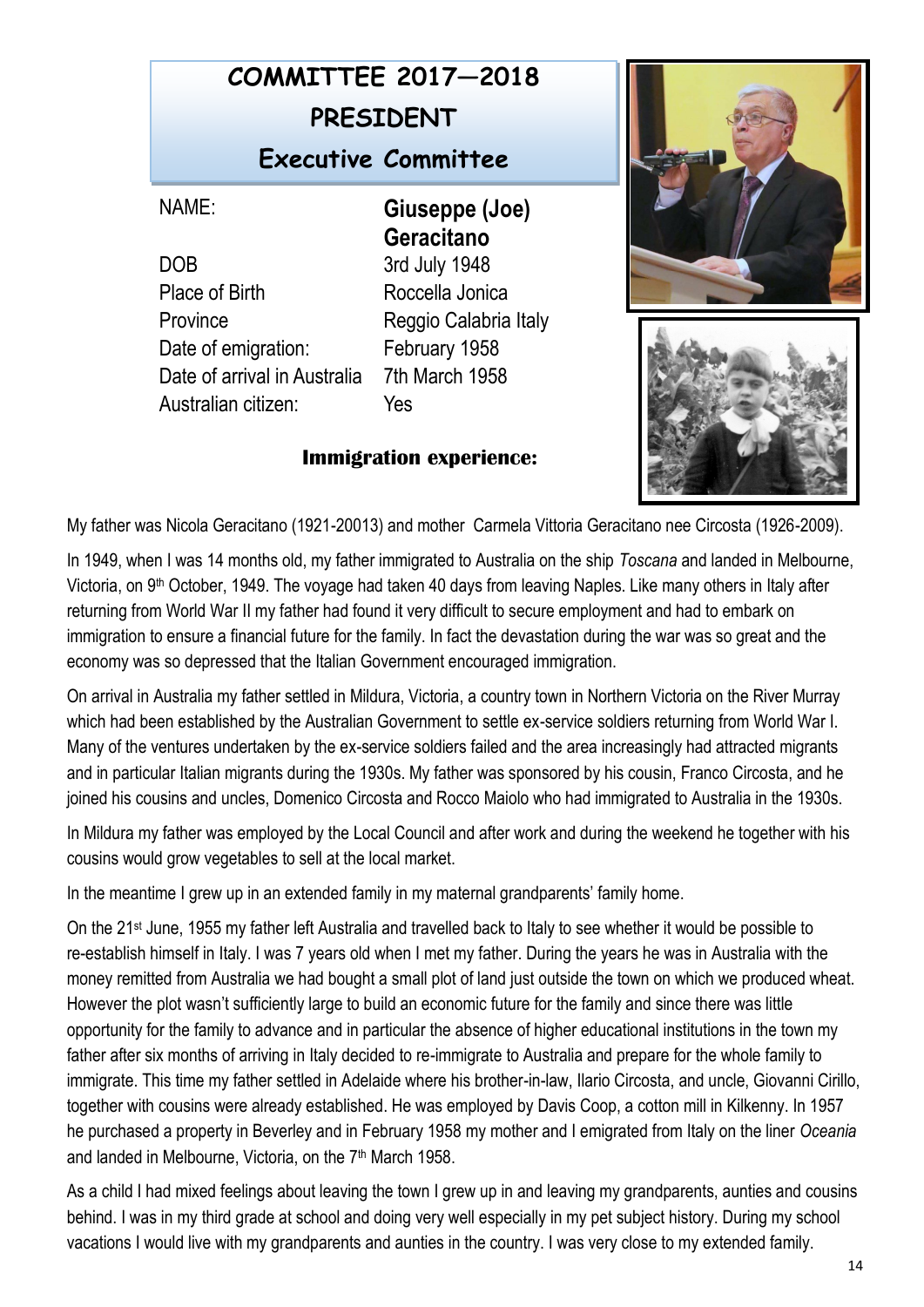# COMMITTEE 2017—2018

## PRESIDENT

### Executive Committee

| | |
|---|---|
| NAME: | **Giuseppe (Joe) Geracitano** |
| DOB | 3rd July 1948 |
| Place of Birth | Roccella Jonica |
| Province | Reggio Calabria Italy |
| Date of emigration: | February 1958 |
| Date of arrival in Australia | 7th March 1958 |
| Australian citizen: | Yes |

**Immigration experience:**

My father was Nicola Geracitano (1921-20013) and mother Carmela Vittoria Geracitano nee Circosta (1926-2009).

In 1949, when I was 14 months old, my father immigrated to Australia on the ship *Toscana* and landed in Melbourne, Victoria, on 9th October, 1949. The voyage had taken 40 days from leaving Naples. Like many others in Italy after returning from World War II my father had found it very difficult to secure employment and had to embark on immigration to ensure a financial future for the family. In fact the devastation during the war was so great and the economy was so depressed that the Italian Government encouraged immigration.

On arrival in Australia my father settled in Mildura, Victoria, a country town in Northern Victoria on the River Murray which had been established by the Australian Government to settle ex-service soldiers returning from World War I. Many of the ventures undertaken by the ex-service soldiers failed and the area increasingly had attracted migrants and in particular Italian migrants during the 1930s. My father was sponsored by his cousin, Franco Circosta, and he joined his cousins and uncles, Domenico Circosta and Rocco Maiolo who had immigrated to Australia in the 1930s.

In Mildura my father was employed by the Local Council and after work and during the weekend he together with his cousins would grow vegetables to sell at the local market.

In the meantime I grew up in an extended family in my maternal grandparents' family home.

On the 21st June, 1955 my father left Australia and travelled back to Italy to see whether it would be possible to re-establish himself in Italy. I was 7 years old when I met my father. During the years he was in Australia with the money remitted from Australia we had bought a small plot of land just outside the town on which we produced wheat. However the plot wasn't sufficiently large to build an economic future for the family and since there was little opportunity for the family to advance and in particular the absence of higher educational institutions in the town my father after six months of arriving in Italy decided to re-immigrate to Australia and prepare for the whole family to immigrate. This time my father settled in Adelaide where his brother-in-law, Ilario Circosta, and uncle, Giovanni Cirillo, together with cousins were already established. He was employed by Davis Coop, a cotton mill in Kilkenny. In 1957 he purchased a property in Beverley and in February 1958 my mother and I emigrated from Italy on the liner *Oceania* and landed in Melbourne, Victoria, on the 7th March 1958.

As a child I had mixed feelings about leaving the town I grew up in and leaving my grandparents, aunties and cousins behind. I was in my third grade at school and doing very well especially in my pet subject history. During my school vacations I would live with my grandparents and aunties in the country. I was very close to my extended family.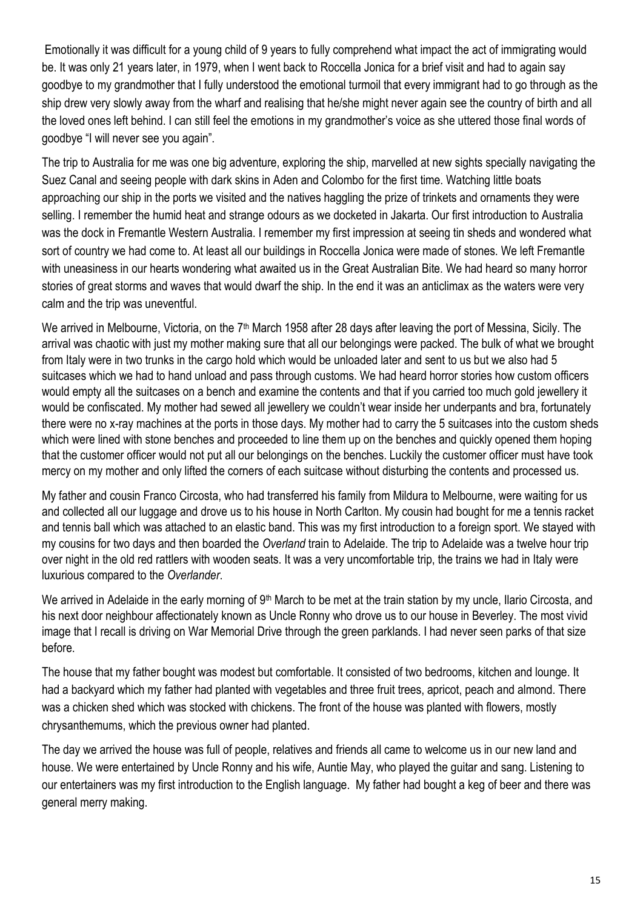Emotionally it was difficult for a young child of 9 years to fully comprehend what impact the act of immigrating would be. It was only 21 years later, in 1979, when I went back to Roccella Jonica for a brief visit and had to again say goodbye to my grandmother that I fully understood the emotional turmoil that every immigrant had to go through as the ship drew very slowly away from the wharf and realising that he/she might never again see the country of birth and all the loved ones left behind. I can still feel the emotions in my grandmother's voice as she uttered those final words of goodbye "I will never see you again".

The trip to Australia for me was one big adventure, exploring the ship, marvelled at new sights specially navigating the Suez Canal and seeing people with dark skins in Aden and Colombo for the first time. Watching little boats approaching our ship in the ports we visited and the natives haggling the prize of trinkets and ornaments they were selling. I remember the humid heat and strange odours as we docketed in Jakarta. Our first introduction to Australia was the dock in Fremantle Western Australia. I remember my first impression at seeing tin sheds and wondered what sort of country we had come to. At least all our buildings in Roccella Jonica were made of stones. We left Fremantle with uneasiness in our hearts wondering what awaited us in the Great Australian Bite. We had heard so many horror stories of great storms and waves that would dwarf the ship. In the end it was an anticlimax as the waters were very calm and the trip was uneventful.

We arrived in Melbourne, Victoria, on the 7th March 1958 after 28 days after leaving the port of Messina, Sicily. The arrival was chaotic with just my mother making sure that all our belongings were packed. The bulk of what we brought from Italy were in two trunks in the cargo hold which would be unloaded later and sent to us but we also had 5 suitcases which we had to hand unload and pass through customs. We had heard horror stories how custom officers would empty all the suitcases on a bench and examine the contents and that if you carried too much gold jewellery it would be confiscated. My mother had sewed all jewellery we couldn't wear inside her underpants and bra, fortunately there were no x-ray machines at the ports in those days. My mother had to carry the 5 suitcases into the custom sheds which were lined with stone benches and proceeded to line them up on the benches and quickly opened them hoping that the customer officer would not put all our belongings on the benches. Luckily the customer officer must have took mercy on my mother and only lifted the corners of each suitcase without disturbing the contents and processed us.

My father and cousin Franco Circosta, who had transferred his family from Mildura to Melbourne, were waiting for us and collected all our luggage and drove us to his house in North Carlton. My cousin had bought for me a tennis racket and tennis ball which was attached to an elastic band. This was my first introduction to a foreign sport. We stayed with my cousins for two days and then boarded the *Overland* train to Adelaide. The trip to Adelaide was a twelve hour trip over night in the old red rattlers with wooden seats. It was a very uncomfortable trip, the trains we had in Italy were luxurious compared to the *Overlander*.

We arrived in Adelaide in the early morning of 9th March to be met at the train station by my uncle, Ilario Circosta, and his next door neighbour affectionately known as Uncle Ronny who drove us to our house in Beverley. The most vivid image that I recall is driving on War Memorial Drive through the green parklands. I had never seen parks of that size before.

The house that my father bought was modest but comfortable. It consisted of two bedrooms, kitchen and lounge. It had a backyard which my father had planted with vegetables and three fruit trees, apricot, peach and almond. There was a chicken shed which was stocked with chickens. The front of the house was planted with flowers, mostly chrysanthemums, which the previous owner had planted.

The day we arrived the house was full of people, relatives and friends all came to welcome us in our new land and house. We were entertained by Uncle Ronny and his wife, Auntie May, who played the guitar and sang. Listening to our entertainers was my first introduction to the English language. My father had bought a keg of beer and there was general merry making.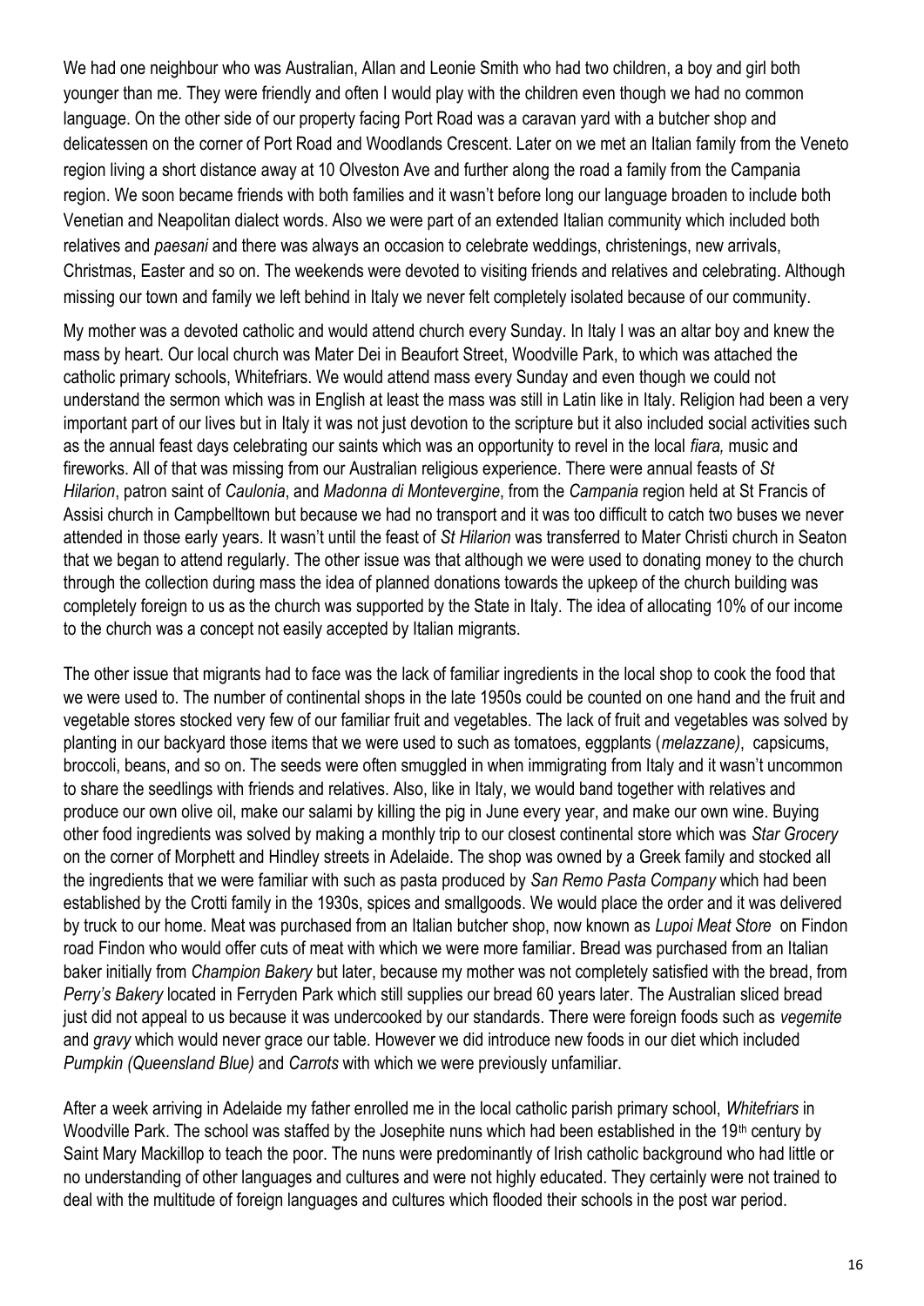We had one neighbour who was Australian, Allan and Leonie Smith who had two children, a boy and girl both younger than me. They were friendly and often I would play with the children even though we had no common language. On the other side of our property facing Port Road was a caravan yard with a butcher shop and delicatessen on the corner of Port Road and Woodlands Crescent. Later on we met an Italian family from the Veneto region living a short distance away at 10 Olveston Ave and further along the road a family from the Campania region. We soon became friends with both families and it wasn't before long our language broaden to include both Venetian and Neapolitan dialect words. Also we were part of an extended Italian community which included both relatives and *paesani* and there was always an occasion to celebrate weddings, christenings, new arrivals, Christmas, Easter and so on. The weekends were devoted to visiting friends and relatives and celebrating. Although missing our town and family we left behind in Italy we never felt completely isolated because of our community.

My mother was a devoted catholic and would attend church every Sunday. In Italy I was an altar boy and knew the mass by heart. Our local church was Mater Dei in Beaufort Street, Woodville Park, to which was attached the catholic primary schools, Whitefriars. We would attend mass every Sunday and even though we could not understand the sermon which was in English at least the mass was still in Latin like in Italy. Religion had been a very important part of our lives but in Italy it was not just devotion to the scripture but it also included social activities such as the annual feast days celebrating our saints which was an opportunity to revel in the local *fiara,* music and fireworks. All of that was missing from our Australian religious experience. There were annual feasts of *St Hilarion*, patron saint of *Caulonia*, and *Madonna di Montevergine*, from the *Campania* region held at St Francis of Assisi church in Campbelltown but because we had no transport and it was too difficult to catch two buses we never attended in those early years. It wasn't until the feast of *St Hilarion* was transferred to Mater Christi church in Seaton that we began to attend regularly. The other issue was that although we were used to donating money to the church through the collection during mass the idea of planned donations towards the upkeep of the church building was completely foreign to us as the church was supported by the State in Italy. The idea of allocating 10% of our income to the church was a concept not easily accepted by Italian migrants.

The other issue that migrants had to face was the lack of familiar ingredients in the local shop to cook the food that we were used to. The number of continental shops in the late 1950s could be counted on one hand and the fruit and vegetable stores stocked very few of our familiar fruit and vegetables. The lack of fruit and vegetables was solved by planting in our backyard those items that we were used to such as tomatoes, eggplants (*melazzane)*, capsicums, broccoli, beans, and so on. The seeds were often smuggled in when immigrating from Italy and it wasn't uncommon to share the seedlings with friends and relatives. Also, like in Italy, we would band together with relatives and produce our own olive oil, make our salami by killing the pig in June every year, and make our own wine. Buying other food ingredients was solved by making a monthly trip to our closest continental store which was *Star Grocery* on the corner of Morphett and Hindley streets in Adelaide. The shop was owned by a Greek family and stocked all the ingredients that we were familiar with such as pasta produced by *San Remo Pasta Company* which had been established by the Crotti family in the 1930s, spices and smallgoods. We would place the order and it was delivered by truck to our home. Meat was purchased from an Italian butcher shop, now known as *Lupoi Meat Store* on Findon road Findon who would offer cuts of meat with which we were more familiar. Bread was purchased from an Italian baker initially from *Champion Bakery* but later, because my mother was not completely satisfied with the bread, from *Perry's Bakery* located in Ferryden Park which still supplies our bread 60 years later. The Australian sliced bread just did not appeal to us because it was undercooked by our standards. There were foreign foods such as *vegemite* and *gravy* which would never grace our table. However we did introduce new foods in our diet which included *Pumpkin (Queensland Blue)* and *Carrots* with which we were previously unfamiliar.

After a week arriving in Adelaide my father enrolled me in the local catholic parish primary school, *Whitefriars* in Woodville Park. The school was staffed by the Josephite nuns which had been established in the 19th century by Saint Mary Mackillop to teach the poor. The nuns were predominantly of Irish catholic background who had little or no understanding of other languages and cultures and were not highly educated. They certainly were not trained to deal with the multitude of foreign languages and cultures which flooded their schools in the post war period.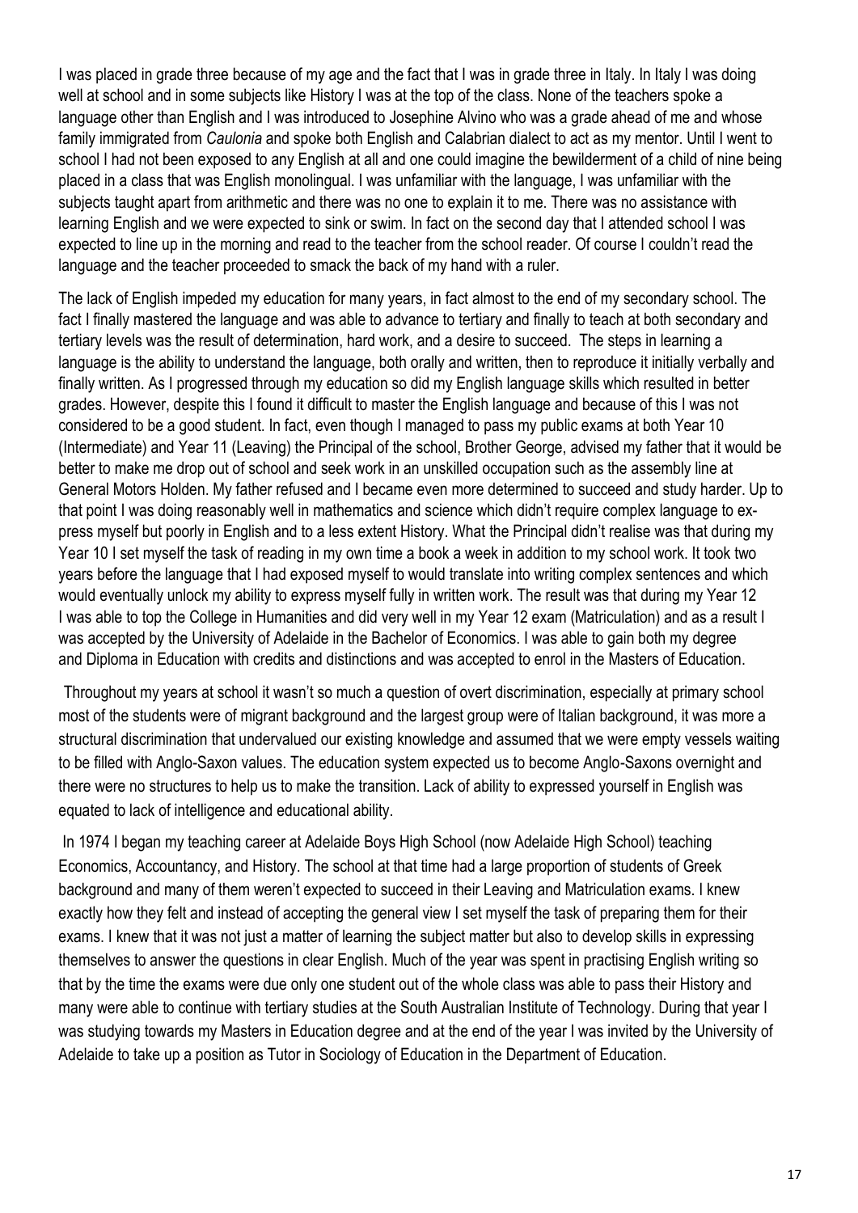I was placed in grade three because of my age and the fact that I was in grade three in Italy. In Italy I was doing well at school and in some subjects like History I was at the top of the class. None of the teachers spoke a language other than English and I was introduced to Josephine Alvino who was a grade ahead of me and whose family immigrated from *Caulonia* and spoke both English and Calabrian dialect to act as my mentor. Until I went to school I had not been exposed to any English at all and one could imagine the bewilderment of a child of nine being placed in a class that was English monolingual. I was unfamiliar with the language, I was unfamiliar with the subjects taught apart from arithmetic and there was no one to explain it to me. There was no assistance with learning English and we were expected to sink or swim. In fact on the second day that I attended school I was expected to line up in the morning and read to the teacher from the school reader. Of course I couldn't read the language and the teacher proceeded to smack the back of my hand with a ruler.

The lack of English impeded my education for many years, in fact almost to the end of my secondary school. The fact I finally mastered the language and was able to advance to tertiary and finally to teach at both secondary and tertiary levels was the result of determination, hard work, and a desire to succeed. The steps in learning a language is the ability to understand the language, both orally and written, then to reproduce it initially verbally and finally written. As I progressed through my education so did my English language skills which resulted in better grades. However, despite this I found it difficult to master the English language and because of this I was not considered to be a good student. In fact, even though I managed to pass my public exams at both Year 10 (Intermediate) and Year 11 (Leaving) the Principal of the school, Brother George, advised my father that it would be better to make me drop out of school and seek work in an unskilled occupation such as the assembly line at General Motors Holden. My father refused and I became even more determined to succeed and study harder. Up to that point I was doing reasonably well in mathematics and science which didn't require complex language to express myself but poorly in English and to a less extent History. What the Principal didn't realise was that during my Year 10 I set myself the task of reading in my own time a book a week in addition to my school work. It took two years before the language that I had exposed myself to would translate into writing complex sentences and which would eventually unlock my ability to express myself fully in written work. The result was that during my Year 12 I was able to top the College in Humanities and did very well in my Year 12 exam (Matriculation) and as a result I was accepted by the University of Adelaide in the Bachelor of Economics. I was able to gain both my degree and Diploma in Education with credits and distinctions and was accepted to enrol in the Masters of Education.

Throughout my years at school it wasn't so much a question of overt discrimination, especially at primary school most of the students were of migrant background and the largest group were of Italian background, it was more a structural discrimination that undervalued our existing knowledge and assumed that we were empty vessels waiting to be filled with Anglo-Saxon values. The education system expected us to become Anglo-Saxons overnight and there were no structures to help us to make the transition. Lack of ability to expressed yourself in English was equated to lack of intelligence and educational ability.

In 1974 I began my teaching career at Adelaide Boys High School (now Adelaide High School) teaching Economics, Accountancy, and History. The school at that time had a large proportion of students of Greek background and many of them weren't expected to succeed in their Leaving and Matriculation exams. I knew exactly how they felt and instead of accepting the general view I set myself the task of preparing them for their exams. I knew that it was not just a matter of learning the subject matter but also to develop skills in expressing themselves to answer the questions in clear English. Much of the year was spent in practising English writing so that by the time the exams were due only one student out of the whole class was able to pass their History and many were able to continue with tertiary studies at the South Australian Institute of Technology. During that year I was studying towards my Masters in Education degree and at the end of the year I was invited by the University of Adelaide to take up a position as Tutor in Sociology of Education in the Department of Education.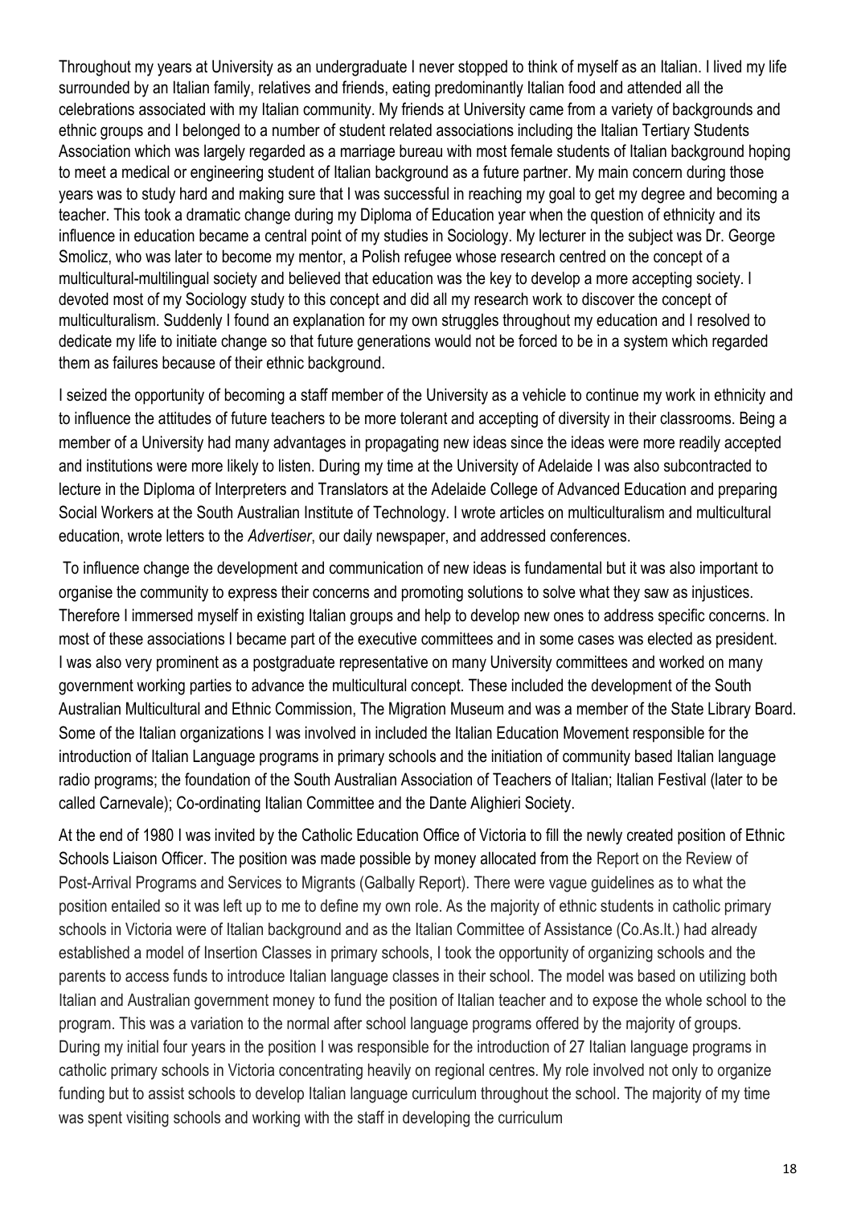Throughout my years at University as an undergraduate I never stopped to think of myself as an Italian. I lived my life surrounded by an Italian family, relatives and friends, eating predominantly Italian food and attended all the celebrations associated with my Italian community. My friends at University came from a variety of backgrounds and ethnic groups and I belonged to a number of student related associations including the Italian Tertiary Students Association which was largely regarded as a marriage bureau with most female students of Italian background hoping to meet a medical or engineering student of Italian background as a future partner. My main concern during those years was to study hard and making sure that I was successful in reaching my goal to get my degree and becoming a teacher. This took a dramatic change during my Diploma of Education year when the question of ethnicity and its influence in education became a central point of my studies in Sociology. My lecturer in the subject was Dr. George Smolicz, who was later to become my mentor, a Polish refugee whose research centred on the concept of a multicultural-multilingual society and believed that education was the key to develop a more accepting society. I devoted most of my Sociology study to this concept and did all my research work to discover the concept of multiculturalism. Suddenly I found an explanation for my own struggles throughout my education and I resolved to dedicate my life to initiate change so that future generations would not be forced to be in a system which regarded them as failures because of their ethnic background.

I seized the opportunity of becoming a staff member of the University as a vehicle to continue my work in ethnicity and to influence the attitudes of future teachers to be more tolerant and accepting of diversity in their classrooms. Being a member of a University had many advantages in propagating new ideas since the ideas were more readily accepted and institutions were more likely to listen. During my time at the University of Adelaide I was also subcontracted to lecture in the Diploma of Interpreters and Translators at the Adelaide College of Advanced Education and preparing Social Workers at the South Australian Institute of Technology. I wrote articles on multiculturalism and multicultural education, wrote letters to the *Advertiser*, our daily newspaper, and addressed conferences.

To influence change the development and communication of new ideas is fundamental but it was also important to organise the community to express their concerns and promoting solutions to solve what they saw as injustices. Therefore I immersed myself in existing Italian groups and help to develop new ones to address specific concerns. In most of these associations I became part of the executive committees and in some cases was elected as president. I was also very prominent as a postgraduate representative on many University committees and worked on many government working parties to advance the multicultural concept. These included the development of the South Australian Multicultural and Ethnic Commission, The Migration Museum and was a member of the State Library Board. Some of the Italian organizations I was involved in included the Italian Education Movement responsible for the introduction of Italian Language programs in primary schools and the initiation of community based Italian language radio programs; the foundation of the South Australian Association of Teachers of Italian; Italian Festival (later to be called Carnevale); Co-ordinating Italian Committee and the Dante Alighieri Society.

At the end of 1980 I was invited by the Catholic Education Office of Victoria to fill the newly created position of Ethnic Schools Liaison Officer. The position was made possible by money allocated from the Report on the Review of Post-Arrival Programs and Services to Migrants (Galbally Report). There were vague guidelines as to what the position entailed so it was left up to me to define my own role. As the majority of ethnic students in catholic primary schools in Victoria were of Italian background and as the Italian Committee of Assistance (Co.As.It.) had already established a model of Insertion Classes in primary schools, I took the opportunity of organizing schools and the parents to access funds to introduce Italian language classes in their school. The model was based on utilizing both Italian and Australian government money to fund the position of Italian teacher and to expose the whole school to the program. This was a variation to the normal after school language programs offered by the majority of groups. During my initial four years in the position I was responsible for the introduction of 27 Italian language programs in catholic primary schools in Victoria concentrating heavily on regional centres. My role involved not only to organize funding but to assist schools to develop Italian language curriculum throughout the school. The majority of my time was spent visiting schools and working with the staff in developing the curriculum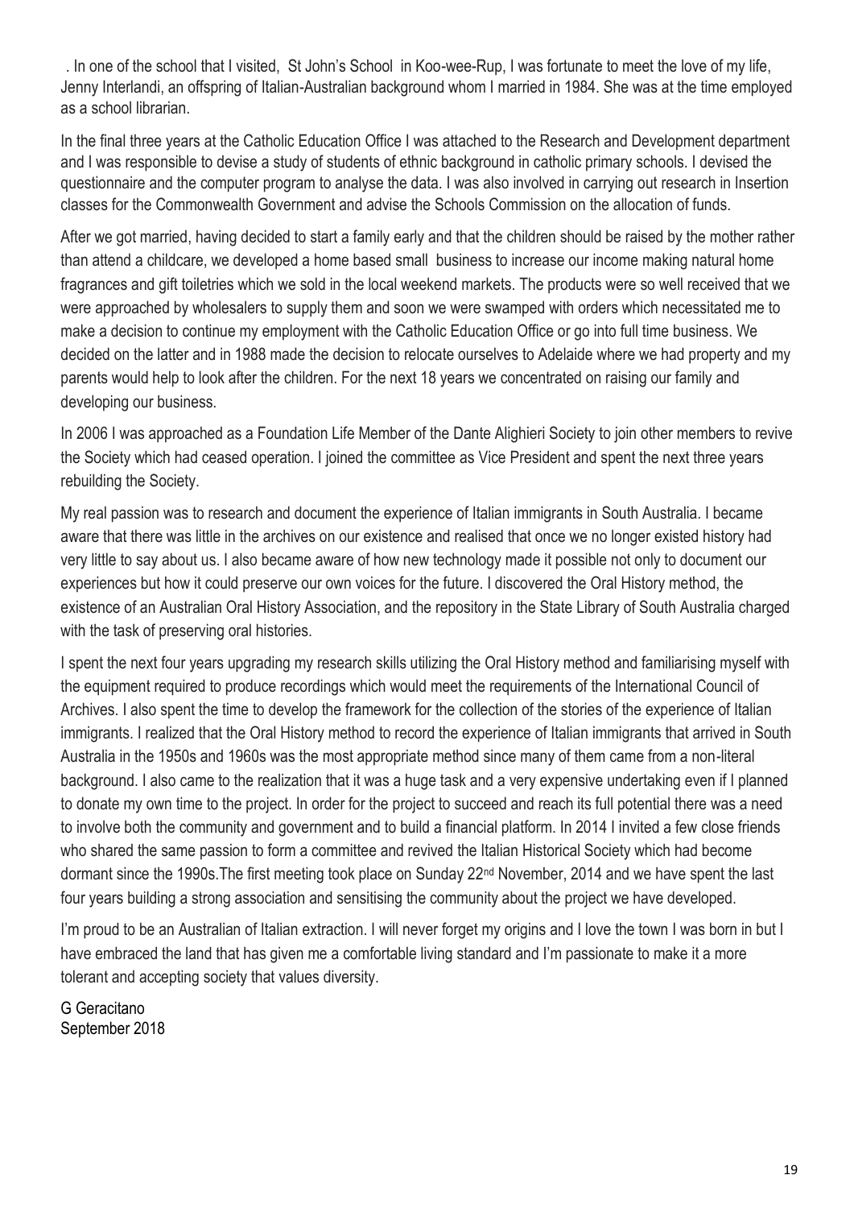. In one of the school that I visited, St John's School in Koo-wee-Rup, I was fortunate to meet the love of my life, Jenny Interlandi, an offspring of Italian-Australian background whom I married in 1984. She was at the time employed as a school librarian.

In the final three years at the Catholic Education Office I was attached to the Research and Development department and I was responsible to devise a study of students of ethnic background in catholic primary schools. I devised the questionnaire and the computer program to analyse the data. I was also involved in carrying out research in Insertion classes for the Commonwealth Government and advise the Schools Commission on the allocation of funds.

After we got married, having decided to start a family early and that the children should be raised by the mother rather than attend a childcare, we developed a home based small business to increase our income making natural home fragrances and gift toiletries which we sold in the local weekend markets. The products were so well received that we were approached by wholesalers to supply them and soon we were swamped with orders which necessitated me to make a decision to continue my employment with the Catholic Education Office or go into full time business. We decided on the latter and in 1988 made the decision to relocate ourselves to Adelaide where we had property and my parents would help to look after the children. For the next 18 years we concentrated on raising our family and developing our business.

In 2006 I was approached as a Foundation Life Member of the Dante Alighieri Society to join other members to revive the Society which had ceased operation. I joined the committee as Vice President and spent the next three years rebuilding the Society.

My real passion was to research and document the experience of Italian immigrants in South Australia. I became aware that there was little in the archives on our existence and realised that once we no longer existed history had very little to say about us. I also became aware of how new technology made it possible not only to document our experiences but how it could preserve our own voices for the future. I discovered the Oral History method, the existence of an Australian Oral History Association, and the repository in the State Library of South Australia charged with the task of preserving oral histories.

I spent the next four years upgrading my research skills utilizing the Oral History method and familiarising myself with the equipment required to produce recordings which would meet the requirements of the International Council of Archives. I also spent the time to develop the framework for the collection of the stories of the experience of Italian immigrants. I realized that the Oral History method to record the experience of Italian immigrants that arrived in South Australia in the 1950s and 1960s was the most appropriate method since many of them came from a non-literal background. I also came to the realization that it was a huge task and a very expensive undertaking even if I planned to donate my own time to the project. In order for the project to succeed and reach its full potential there was a need to involve both the community and government and to build a financial platform. In 2014 I invited a few close friends who shared the same passion to form a committee and revived the Italian Historical Society which had become dormant since the 1990s.The first meeting took place on Sunday 22nd November, 2014 and we have spent the last four years building a strong association and sensitising the community about the project we have developed.

I'm proud to be an Australian of Italian extraction. I will never forget my origins and I love the town I was born in but I have embraced the land that has given me a comfortable living standard and I'm passionate to make it a more tolerant and accepting society that values diversity.

G Geracitano
September 2018